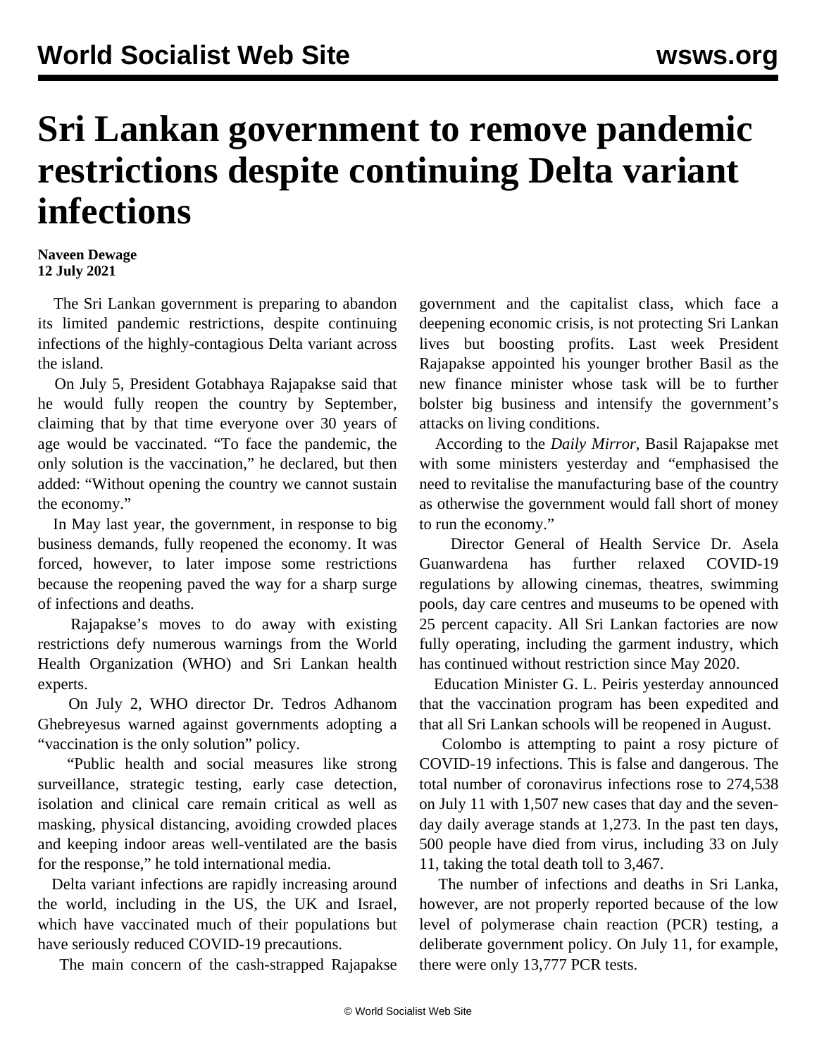# Sri Lankan government to remove pandemic restrictions despite continuing Delta variant infections

**Naveen Dewage**
**12 July 2021**

The Sri Lankan government is preparing to abandon its limited pandemic restrictions, despite continuing infections of the highly-contagious Delta variant across the island.

On July 5, President Gotabhaya Rajapakse said that he would fully reopen the country by September, claiming that by that time everyone over 30 years of age would be vaccinated. "To face the pandemic, the only solution is the vaccination," he declared, but then added: "Without opening the country we cannot sustain the economy."

In May last year, the government, in response to big business demands, fully reopened the economy. It was forced, however, to later impose some restrictions because the reopening paved the way for a sharp surge of infections and deaths.

Rajapakse's moves to do away with existing restrictions defy numerous warnings from the World Health Organization (WHO) and Sri Lankan health experts.

On July 2, WHO director Dr. Tedros Adhanom Ghebreyesus warned against governments adopting a "vaccination is the only solution" policy.

"Public health and social measures like strong surveillance, strategic testing, early case detection, isolation and clinical care remain critical as well as masking, physical distancing, avoiding crowded places and keeping indoor areas well-ventilated are the basis for the response," he told international media.

Delta variant infections are rapidly increasing around the world, including in the US, the UK and Israel, which have vaccinated much of their populations but have seriously reduced COVID-19 precautions.

The main concern of the cash-strapped Rajapakse government and the capitalist class, which face a deepening economic crisis, is not protecting Sri Lankan lives but boosting profits. Last week President Rajapakse appointed his younger brother Basil as the new finance minister whose task will be to further bolster big business and intensify the government's attacks on living conditions.

According to the *Daily Mirror*, Basil Rajapakse met with some ministers yesterday and "emphasised the need to revitalise the manufacturing base of the country as otherwise the government would fall short of money to run the economy."

Director General of Health Service Dr. Asela Guanwardena has further relaxed COVID-19 regulations by allowing cinemas, theatres, swimming pools, day care centres and museums to be opened with 25 percent capacity. All Sri Lankan factories are now fully operating, including the garment industry, which has continued without restriction since May 2020.

Education Minister G. L. Peiris yesterday announced that the vaccination program has been expedited and that all Sri Lankan schools will be reopened in August.

Colombo is attempting to paint a rosy picture of COVID-19 infections. This is false and dangerous. The total number of coronavirus infections rose to 274,538 on July 11 with 1,507 new cases that day and the seven-day daily average stands at 1,273. In the past ten days, 500 people have died from virus, including 33 on July 11, taking the total death toll to 3,467.

The number of infections and deaths in Sri Lanka, however, are not properly reported because of the low level of polymerase chain reaction (PCR) testing, a deliberate government policy. On July 11, for example, there were only 13,777 PCR tests.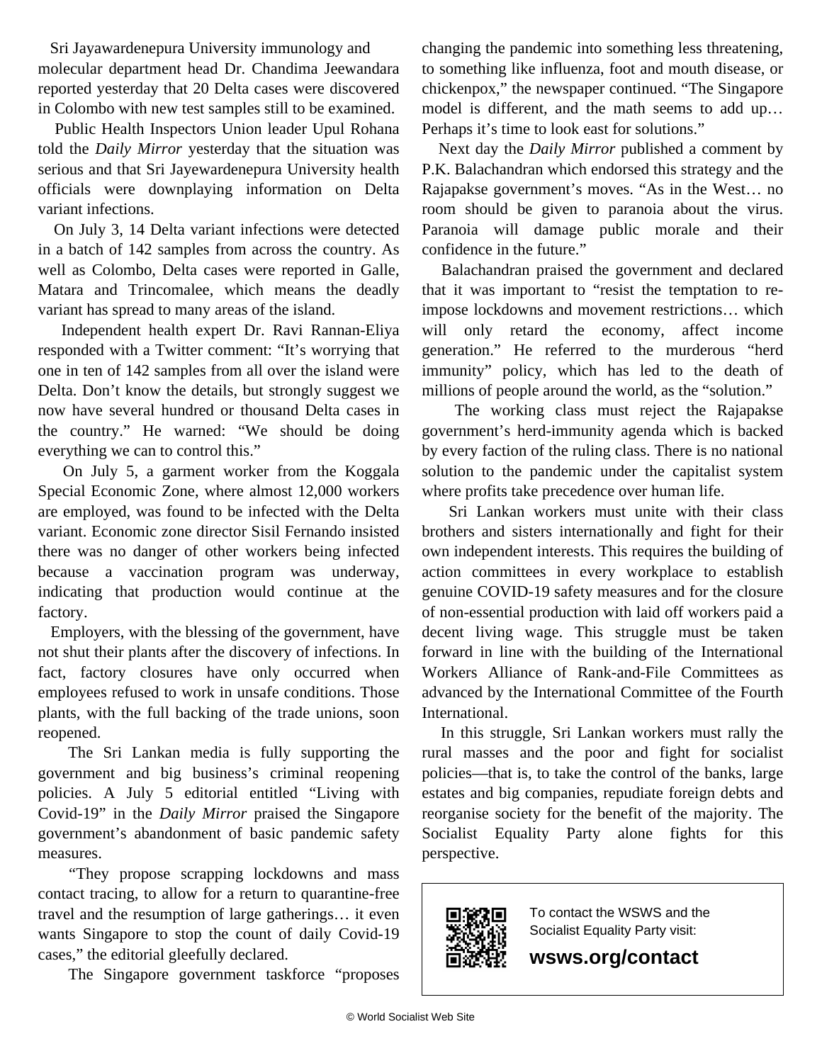Sri Jayawardenepura University immunology and molecular department head Dr. Chandima Jeewandara reported yesterday that 20 Delta cases were discovered in Colombo with new test samples still to be examined.

Public Health Inspectors Union leader Upul Rohana told the *Daily Mirror* yesterday that the situation was serious and that Sri Jayewardenepura University health officials were downplaying information on Delta variant infections.

On July 3, 14 Delta variant infections were detected in a batch of 142 samples from across the country. As well as Colombo, Delta cases were reported in Galle, Matara and Trincomalee, which means the deadly variant has spread to many areas of the island.

Independent health expert Dr. Ravi Rannan-Eliya responded with a Twitter comment: "It's worrying that one in ten of 142 samples from all over the island were Delta. Don't know the details, but strongly suggest we now have several hundred or thousand Delta cases in the country." He warned: "We should be doing everything we can to control this."

On July 5, a garment worker from the Koggala Special Economic Zone, where almost 12,000 workers are employed, was found to be infected with the Delta variant. Economic zone director Sisil Fernando insisted there was no danger of other workers being infected because a vaccination program was underway, indicating that production would continue at the factory.

Employers, with the blessing of the government, have not shut their plants after the discovery of infections. In fact, factory closures have only occurred when employees refused to work in unsafe conditions. Those plants, with the full backing of the trade unions, soon reopened.

The Sri Lankan media is fully supporting the government and big business's criminal reopening policies. A July 5 editorial entitled "Living with Covid-19" in the *Daily Mirror* praised the Singapore government's abandonment of basic pandemic safety measures.

"They propose scrapping lockdowns and mass contact tracing, to allow for a return to quarantine-free travel and the resumption of large gatherings… it even wants Singapore to stop the count of daily Covid-19 cases," the editorial gleefully declared.

The Singapore government taskforce "proposes changing the pandemic into something less threatening, to something like influenza, foot and mouth disease, or chickenpox," the newspaper continued. "The Singapore model is different, and the math seems to add up… Perhaps it's time to look east for solutions."

Next day the *Daily Mirror* published a comment by P.K. Balachandran which endorsed this strategy and the Rajapakse government's moves. "As in the West… no room should be given to paranoia about the virus. Paranoia will damage public morale and their confidence in the future."

Balachandran praised the government and declared that it was important to "resist the temptation to re-impose lockdowns and movement restrictions… which will only retard the economy, affect income generation." He referred to the murderous "herd immunity" policy, which has led to the death of millions of people around the world, as the "solution."

The working class must reject the Rajapakse government's herd-immunity agenda which is backed by every faction of the ruling class. There is no national solution to the pandemic under the capitalist system where profits take precedence over human life.

Sri Lankan workers must unite with their class brothers and sisters internationally and fight for their own independent interests. This requires the building of action committees in every workplace to establish genuine COVID-19 safety measures and for the closure of non-essential production with laid off workers paid a decent living wage. This struggle must be taken forward in line with the building of the International Workers Alliance of Rank-and-File Committees as advanced by the International Committee of the Fourth International.

In this struggle, Sri Lankan workers must rally the rural masses and the poor and fight for socialist policies—that is, to take the control of the banks, large estates and big companies, repudiate foreign debts and reorganise society for the benefit of the majority. The Socialist Equality Party alone fights for this perspective.

To contact the WSWS and the Socialist Equality Party visit:

**wsws.org/contact**